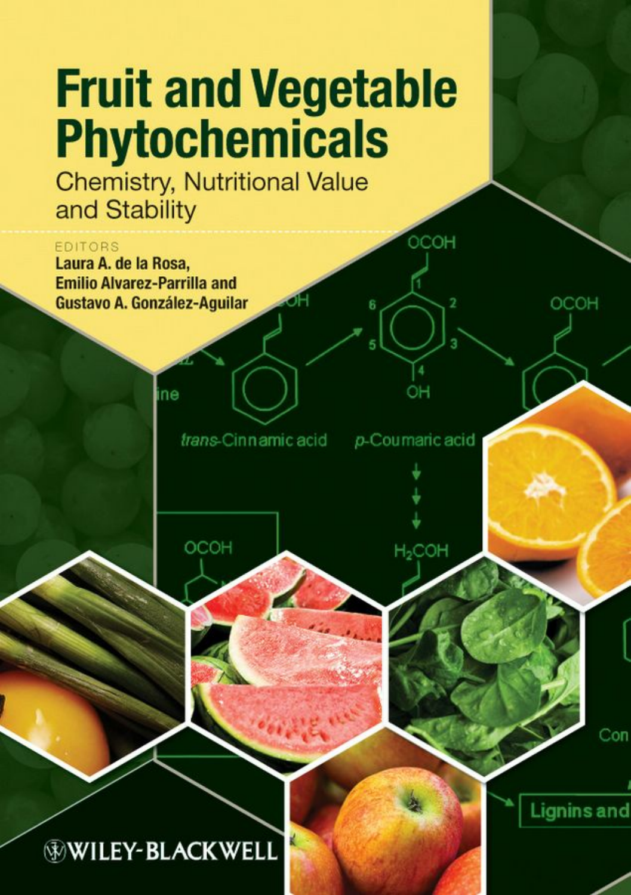# Fruit and Vegetable Phytochemicals

## Chemistry, Nutritional Value and Stability

EDITORS

**Laura A. de la Rosa,**
**Emilio Alvarez-Parrilla and**
**Gustavo A. González-Aguilar**

WILEY-BLACKWELL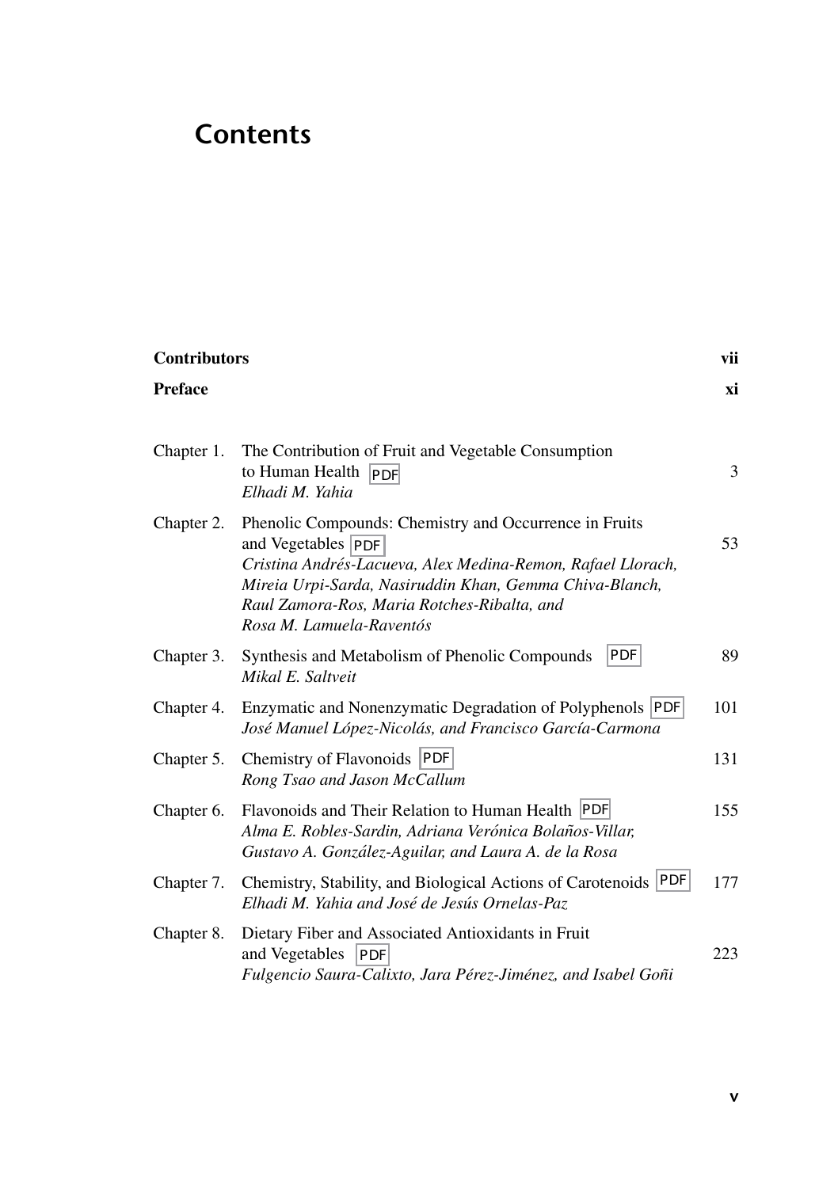# Contents

| | | |
|---|---|---|
| **Contributors** | | **vii** |
| **Preface** | | **xi** |
| Chapter 1. | The Contribution of Fruit and Vegetable Consumption to Human Health PDF<br>*Elhadi M. Yahia* | 3 |
| Chapter 2. | Phenolic Compounds: Chemistry and Occurrence in Fruits and Vegetables PDF<br>*Cristina Andrés-Lacueva, Alex Medina-Remon, Rafael Llorach, Mireia Urpi-Sarda, Nasiruddin Khan, Gemma Chiva-Blanch, Raul Zamora-Ros, Maria Rotches-Ribalta, and Rosa M. Lamuela-Raventós* | 53 |
| Chapter 3. | Synthesis and Metabolism of Phenolic Compounds PDF<br>*Mikal E. Saltveit* | 89 |
| Chapter 4. | Enzymatic and Nonenzymatic Degradation of Polyphenols PDF<br>*José Manuel López-Nicolás, and Francisco García-Carmona* | 101 |
| Chapter 5. | Chemistry of Flavonoids PDF<br>*Rong Tsao and Jason McCallum* | 131 |
| Chapter 6. | Flavonoids and Their Relation to Human Health PDF<br>*Alma E. Robles-Sardin, Adriana Verónica Bolaños-Villar, Gustavo A. González-Aguilar, and Laura A. de la Rosa* | 155 |
| Chapter 7. | Chemistry, Stability, and Biological Actions of Carotenoids PDF<br>*Elhadi M. Yahia and José de Jesús Ornelas-Paz* | 177 |
| Chapter 8. | Dietary Fiber and Associated Antioxidants in Fruit and Vegetables PDF<br>*Fulgencio Saura-Calixto, Jara Pérez-Jiménez, and Isabel Goñi* | 223 |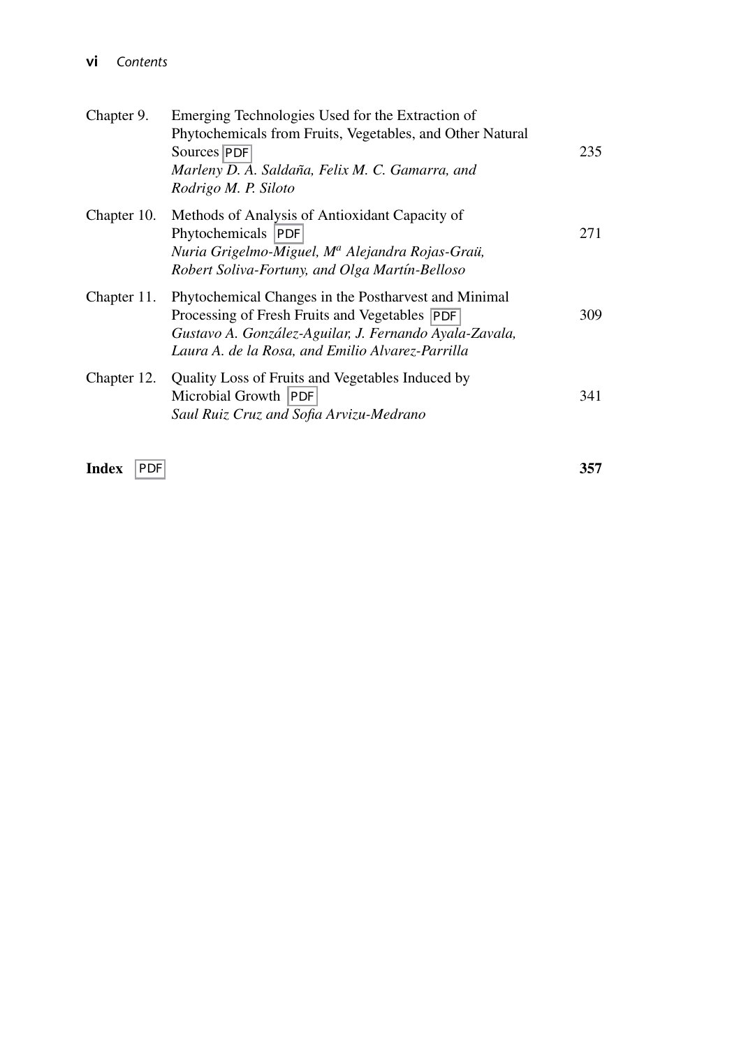| | | |
|---|---|---|
| Chapter 9. | Emerging Technologies Used for the Extraction of Phytochemicals from Fruits, Vegetables, and Other Natural Sources PDF<br>*Marleny D. A. Saldaña, Felix M. C. Gamarra, and Rodrigo M. P. Siloto* | 235 |
| Chapter 10. | Methods of Analysis of Antioxidant Capacity of Phytochemicals PDF<br>*Nuria Grigelmo-Miguel, Mª Alejandra Rojas-Graü, Robert Soliva-Fortuny, and Olga Martín-Belloso* | 271 |
| Chapter 11. | Phytochemical Changes in the Postharvest and Minimal Processing of Fresh Fruits and Vegetables PDF<br>*Gustavo A. González-Aguilar, J. Fernando Ayala-Zavala, Laura A. de la Rosa, and Emilio Alvarez-Parrilla* | 309 |
| Chapter 12. | Quality Loss of Fruits and Vegetables Induced by Microbial Growth PDF<br>*Saul Ruiz Cruz and Sofia Arvizu-Medrano* | 341 |

**Index** PDF **357**